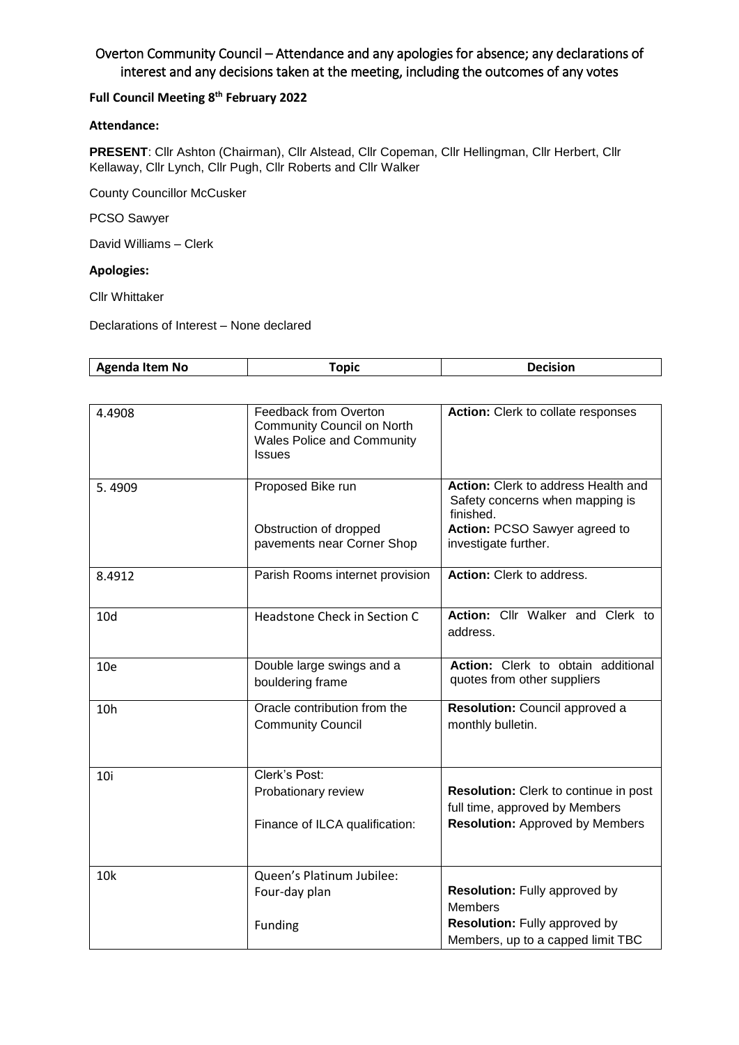# Overton Community Council – Attendance and any apologies for absence; any declarations of interest and any decisions taken at the meeting, including the outcomes of any votes

**Full Council Meeting 8th February 2022**

**Attendance:**

**PRESENT**: Cllr Ashton (Chairman), Cllr Alstead, Cllr Copeman, Cllr Hellingman, Cllr Herbert, Cllr Kellaway, Cllr Lynch, Cllr Pugh, Cllr Roberts and Cllr Walker

County Councillor McCusker

PCSO Sawyer

David Williams – Clerk

**Apologies:**

Cllr Whittaker

Declarations of Interest – None declared

| Agenda Item No | Topic | Decision |
|---|---|---|
| 4.4908 | Feedback from Overton Community Council on North Wales Police and Community Issues | **Action:** Clerk to collate responses |
| 5. 4909 | Proposed Bike run<br><br>Obstruction of dropped pavements near Corner Shop | **Action:** Clerk to address Health and Safety concerns when mapping is finished.<br>**Action:** PCSO Sawyer agreed to investigate further. |
| 8.4912 | Parish Rooms internet provision | **Action:** Clerk to address. |
| 10d | Headstone Check in Section C | **Action:** Cllr Walker and Clerk to address. |
| 10e | Double large swings and a bouldering frame | **Action:** Clerk to obtain additional quotes from other suppliers |
| 10h | Oracle contribution from the Community Council | **Resolution:** Council approved a monthly bulletin. |
| 10i | Clerk's Post:<br>Probationary review<br><br>Finance of ILCA qualification: | **Resolution:** Clerk to continue in post full time, approved by Members<br>**Resolution:** Approved by Members |
| 10k | Queen's Platinum Jubilee:<br>Four-day plan<br><br>Funding | **Resolution:** Fully approved by Members<br>**Resolution:** Fully approved by Members, up to a capped limit TBC |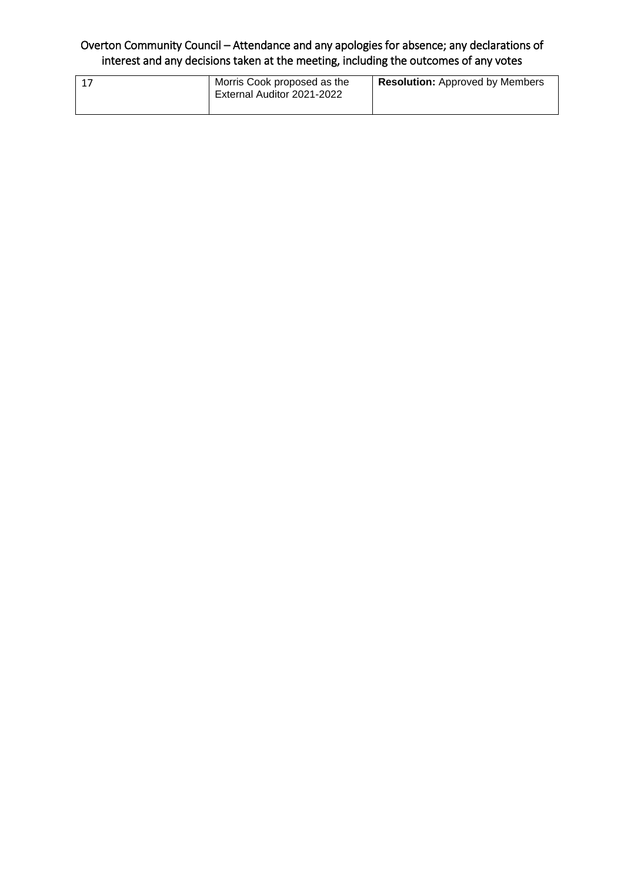| | | |
|---|---|---|
| 17 | Morris Cook proposed as the External Auditor 2021-2022 | **Resolution:** Approved by Members |